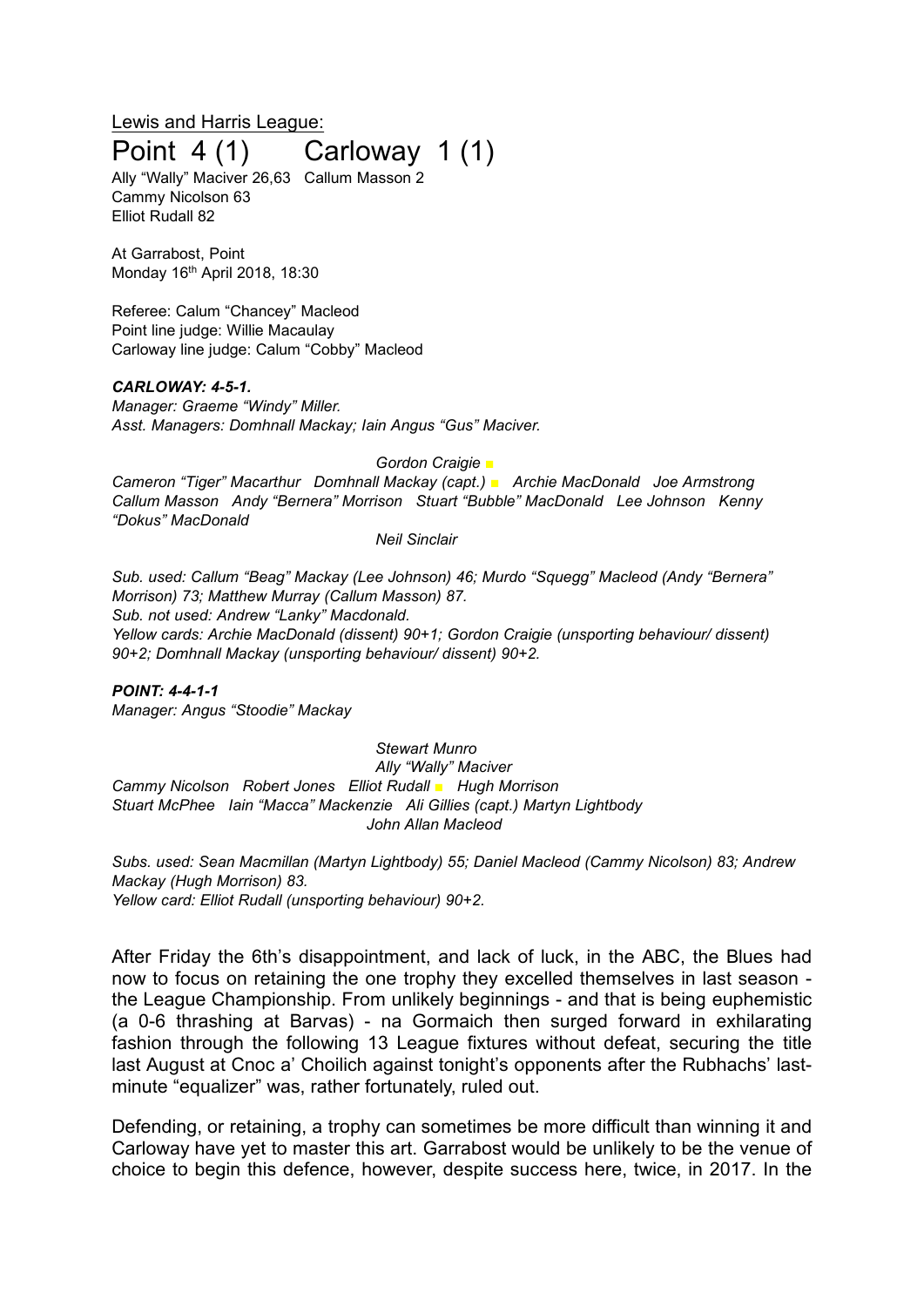Lewis and Harris League:

# Point 4 (1) Carloway 1 (1)

Ally "Wally" Maciver 26,63 Callum Masson 2
Cammy Nicolson 63
Elliot Rudall 82

At Garrabost, Point
Monday 16th April 2018, 18:30

Referee: Calum "Chancey" Macleod
Point line judge: Willie Macaulay
Carloway line judge: Calum "Cobby" Macleod

***CARLOWAY: 4-5-1.***
*Manager: Graeme "Windy" Miller.*
*Asst. Managers: Domhnall Mackay; Iain Angus "Gus" Maciver.*

*Gordon Craigie* ■
*Cameron "Tiger" Macarthur Domhnall Mackay (capt.)* ■ *Archie MacDonald Joe Armstrong*
*Callum Masson Andy "Bernera" Morrison Stuart "Bubble" MacDonald Lee Johnson Kenny "Dokus" MacDonald*
*Neil Sinclair*

*Sub. used: Callum "Beag" Mackay (Lee Johnson) 46; Murdo "Squegg" Macleod (Andy "Bernera" Morrison) 73; Matthew Murray (Callum Masson) 87.*
*Sub. not used: Andrew "Lanky" Macdonald.*
*Yellow cards: Archie MacDonald (dissent) 90+1; Gordon Craigie (unsporting behaviour/ dissent) 90+2; Domhnall Mackay (unsporting behaviour/ dissent) 90+2.*

***POINT: 4-4-1-1***
*Manager: Angus "Stoodie" Mackay*

*Stewart Munro*
*Ally "Wally" Maciver*
*Cammy Nicolson Robert Jones Elliot Rudall* ■ *Hugh Morrison*
*Stuart McPhee Iain "Macca" Mackenzie Ali Gillies (capt.) Martyn Lightbody*
*John Allan Macleod*

*Subs. used: Sean Macmillan (Martyn Lightbody) 55; Daniel Macleod (Cammy Nicolson) 83; Andrew Mackay (Hugh Morrison) 83.*
*Yellow card: Elliot Rudall (unsporting behaviour) 90+2.*

After Friday the 6th's disappointment, and lack of luck, in the ABC, the Blues had now to focus on retaining the one trophy they excelled themselves in last season - the League Championship. From unlikely beginnings - and that is being euphemistic (a 0-6 thrashing at Barvas) - na Gormaich then surged forward in exhilarating fashion through the following 13 League fixtures without defeat, securing the title last August at Cnoc a' Choilich against tonight's opponents after the Rubhachs' last-minute "equalizer" was, rather fortunately, ruled out.

Defending, or retaining, a trophy can sometimes be more difficult than winning it and Carloway have yet to master this art. Garrabost would be unlikely to be the venue of choice to begin this defence, however, despite success here, twice, in 2017. In the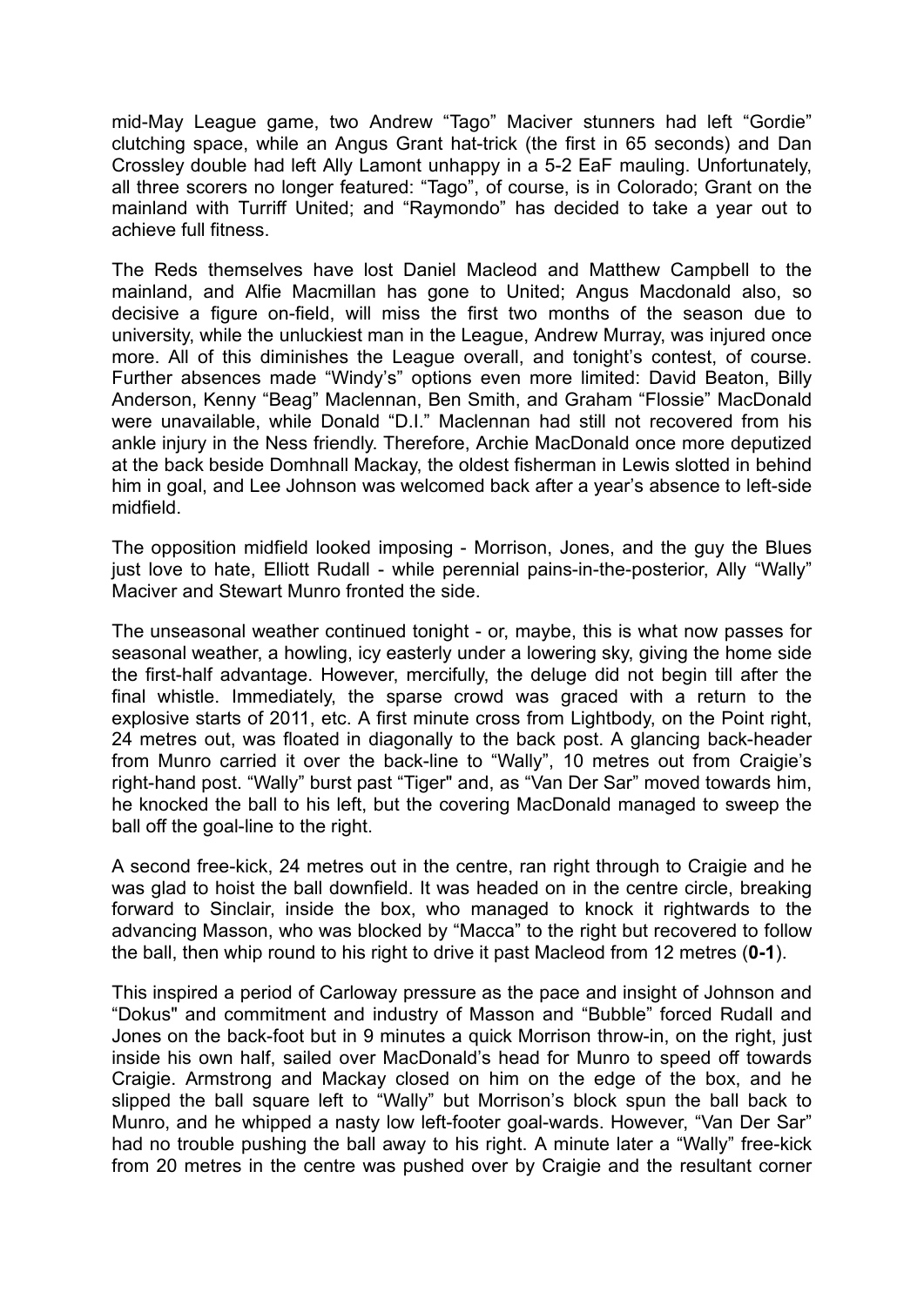mid-May League game, two Andrew “Tago” Maciver stunners had left “Gordie” clutching space, while an Angus Grant hat-trick (the first in 65 seconds) and Dan Crossley double had left Ally Lamont unhappy in a 5-2 EaF mauling. Unfortunately, all three scorers no longer featured: “Tago”, of course, is in Colorado; Grant on the mainland with Turriff United; and “Raymondo” has decided to take a year out to achieve full fitness.

The Reds themselves have lost Daniel Macleod and Matthew Campbell to the mainland, and Alfie Macmillan has gone to United; Angus Macdonald also, so decisive a figure on-field, will miss the first two months of the season due to university, while the unluckiest man in the League, Andrew Murray, was injured once more. All of this diminishes the League overall, and tonight’s contest, of course. Further absences made “Windy’s” options even more limited: David Beaton, Billy Anderson, Kenny “Beag” Maclennan, Ben Smith, and Graham “Flossie” MacDonald were unavailable, while Donald “D.I.” Maclennan had still not recovered from his ankle injury in the Ness friendly. Therefore, Archie MacDonald once more deputized at the back beside Domhnall Mackay, the oldest fisherman in Lewis slotted in behind him in goal, and Lee Johnson was welcomed back after a year’s absence to left-side midfield.

The opposition midfield looked imposing - Morrison, Jones, and the guy the Blues just love to hate, Elliott Rudall - while perennial pains-in-the-posterior, Ally “Wally” Maciver and Stewart Munro fronted the side.

The unseasonal weather continued tonight - or, maybe, this is what now passes for seasonal weather, a howling, icy easterly under a lowering sky, giving the home side the first-half advantage. However, mercifully, the deluge did not begin till after the final whistle. Immediately, the sparse crowd was graced with a return to the explosive starts of 2011, etc. A first minute cross from Lightbody, on the Point right, 24 metres out, was floated in diagonally to the back post. A glancing back-header from Munro carried it over the back-line to “Wally”, 10 metres out from Craigie’s right-hand post. “Wally” burst past “Tiger" and, as “Van Der Sar” moved towards him, he knocked the ball to his left, but the covering MacDonald managed to sweep the ball off the goal-line to the right.

A second free-kick, 24 metres out in the centre, ran right through to Craigie and he was glad to hoist the ball downfield. It was headed on in the centre circle, breaking forward to Sinclair, inside the box, who managed to knock it rightwards to the advancing Masson, who was blocked by “Macca” to the right but recovered to follow the ball, then whip round to his right to drive it past Macleod from 12 metres (**0-1**).

This inspired a period of Carloway pressure as the pace and insight of Johnson and “Dokus" and commitment and industry of Masson and “Bubble” forced Rudall and Jones on the back-foot but in 9 minutes a quick Morrison throw-in, on the right, just inside his own half, sailed over MacDonald’s head for Munro to speed off towards Craigie. Armstrong and Mackay closed on him on the edge of the box, and he slipped the ball square left to “Wally” but Morrison’s block spun the ball back to Munro, and he whipped a nasty low left-footer goal-wards. However, “Van Der Sar” had no trouble pushing the ball away to his right. A minute later a “Wally” free-kick from 20 metres in the centre was pushed over by Craigie and the resultant corner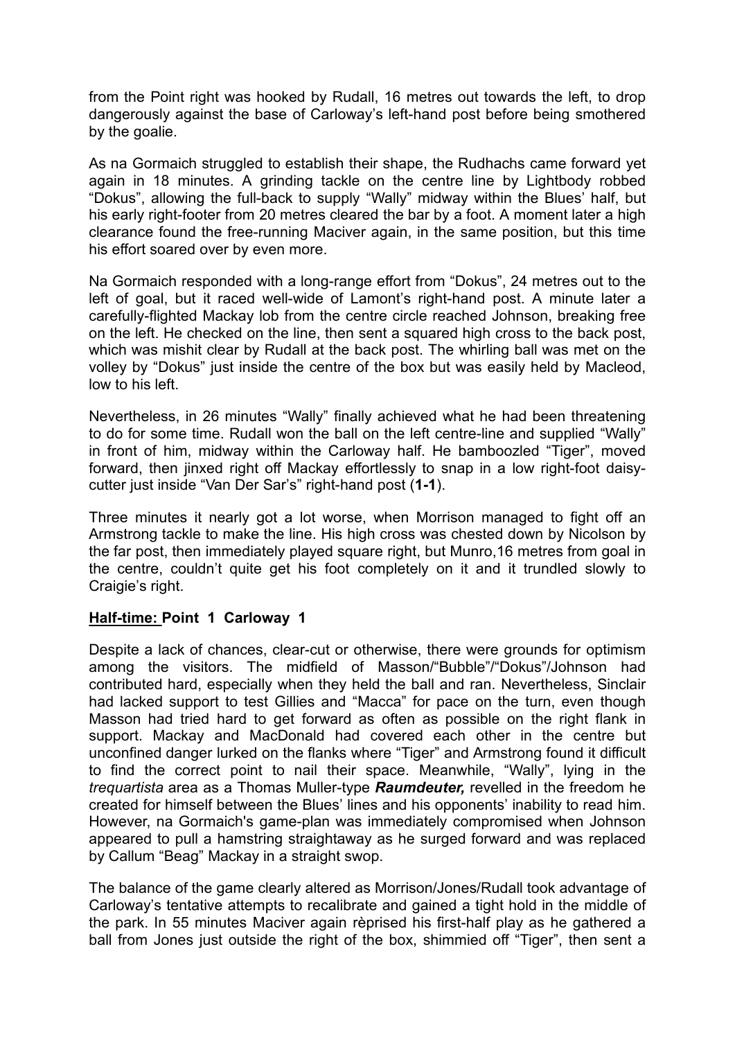from the Point right was hooked by Rudall, 16 metres out towards the left, to drop dangerously against the base of Carloway's left-hand post before being smothered by the goalie.

As na Gormaich struggled to establish their shape, the Rudhachs came forward yet again in 18 minutes. A grinding tackle on the centre line by Lightbody robbed "Dokus", allowing the full-back to supply "Wally" midway within the Blues' half, but his early right-footer from 20 metres cleared the bar by a foot. A moment later a high clearance found the free-running Maciver again, in the same position, but this time his effort soared over by even more.

Na Gormaich responded with a long-range effort from "Dokus", 24 metres out to the left of goal, but it raced well-wide of Lamont's right-hand post. A minute later a carefully-flighted Mackay lob from the centre circle reached Johnson, breaking free on the left. He checked on the line, then sent a squared high cross to the back post, which was mishit clear by Rudall at the back post. The whirling ball was met on the volley by "Dokus" just inside the centre of the box but was easily held by Macleod, low to his left.

Nevertheless, in 26 minutes "Wally" finally achieved what he had been threatening to do for some time. Rudall won the ball on the left centre-line and supplied "Wally" in front of him, midway within the Carloway half. He bamboozled "Tiger", moved forward, then jinxed right off Mackay effortlessly to snap in a low right-foot daisy-cutter just inside "Van Der Sar's" right-hand post (**1-1**).

Three minutes it nearly got a lot worse, when Morrison managed to fight off an Armstrong tackle to make the line. His high cross was chested down by Nicolson by the far post, then immediately played square right, but Munro,16 metres from goal in the centre, couldn't quite get his foot completely on it and it trundled slowly to Craigie's right.

**<u>Half-time:</u> Point 1 Carloway 1**

Despite a lack of chances, clear-cut or otherwise, there were grounds for optimism among the visitors. The midfield of Masson/"Bubble"/"Dokus"/Johnson had contributed hard, especially when they held the ball and ran. Nevertheless, Sinclair had lacked support to test Gillies and "Macca" for pace on the turn, even though Masson had tried hard to get forward as often as possible on the right flank in support. Mackay and MacDonald had covered each other in the centre but unconfined danger lurked on the flanks where "Tiger" and Armstrong found it difficult to find the correct point to nail their space. Meanwhile, "Wally", lying in the *trequartista* area as a Thomas Muller-type ***Raumdeuter,*** revelled in the freedom he created for himself between the Blues' lines and his opponents' inability to read him. However, na Gormaich's game-plan was immediately compromised when Johnson appeared to pull a hamstring straightaway as he surged forward and was replaced by Callum "Beag" Mackay in a straight swop.

The balance of the game clearly altered as Morrison/Jones/Rudall took advantage of Carloway's tentative attempts to recalibrate and gained a tight hold in the middle of the park. In 55 minutes Maciver again rèprised his first-half play as he gathered a ball from Jones just outside the right of the box, shimmied off "Tiger", then sent a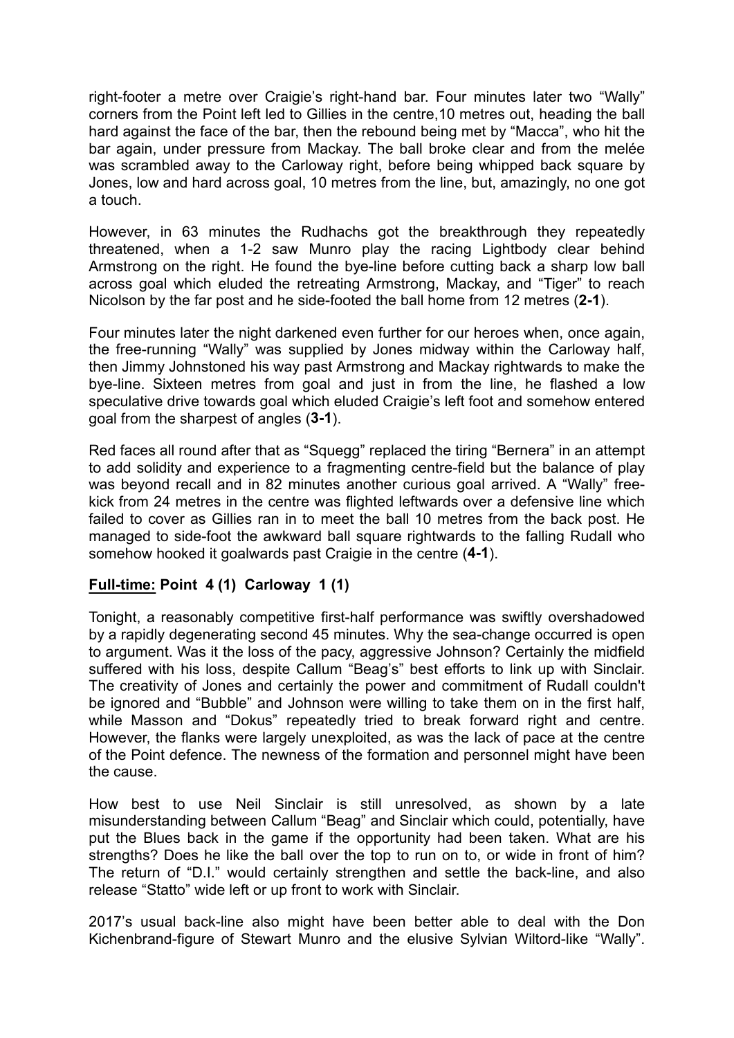right-footer a metre over Craigie's right-hand bar. Four minutes later two "Wally" corners from the Point left led to Gillies in the centre,10 metres out, heading the ball hard against the face of the bar, then the rebound being met by "Macca", who hit the bar again, under pressure from Mackay. The ball broke clear and from the melée was scrambled away to the Carloway right, before being whipped back square by Jones, low and hard across goal, 10 metres from the line, but, amazingly, no one got a touch.

However, in 63 minutes the Rudhachs got the breakthrough they repeatedly threatened, when a 1-2 saw Munro play the racing Lightbody clear behind Armstrong on the right. He found the bye-line before cutting back a sharp low ball across goal which eluded the retreating Armstrong, Mackay, and "Tiger" to reach Nicolson by the far post and he side-footed the ball home from 12 metres (**2-1**).

Four minutes later the night darkened even further for our heroes when, once again, the free-running "Wally" was supplied by Jones midway within the Carloway half, then Jimmy Johnstoned his way past Armstrong and Mackay rightwards to make the bye-line. Sixteen metres from goal and just in from the line, he flashed a low speculative drive towards goal which eluded Craigie's left foot and somehow entered goal from the sharpest of angles (**3-1**).

Red faces all round after that as "Squegg" replaced the tiring "Bernera" in an attempt to add solidity and experience to a fragmenting centre-field but the balance of play was beyond recall and in 82 minutes another curious goal arrived. A "Wally" free-kick from 24 metres in the centre was flighted leftwards over a defensive line which failed to cover as Gillies ran in to meet the ball 10 metres from the back post. He managed to side-foot the awkward ball square rightwards to the falling Rudall who somehow hooked it goalwards past Craigie in the centre (**4-1**).

**Full-time: Point 4 (1) Carloway 1 (1)**

Tonight, a reasonably competitive first-half performance was swiftly overshadowed by a rapidly degenerating second 45 minutes. Why the sea-change occurred is open to argument. Was it the loss of the pacy, aggressive Johnson? Certainly the midfield suffered with his loss, despite Callum "Beag's" best efforts to link up with Sinclair. The creativity of Jones and certainly the power and commitment of Rudall couldn't be ignored and "Bubble" and Johnson were willing to take them on in the first half, while Masson and "Dokus" repeatedly tried to break forward right and centre. However, the flanks were largely unexploited, as was the lack of pace at the centre of the Point defence. The newness of the formation and personnel might have been the cause.

How best to use Neil Sinclair is still unresolved, as shown by a late misunderstanding between Callum "Beag" and Sinclair which could, potentially, have put the Blues back in the game if the opportunity had been taken. What are his strengths? Does he like the ball over the top to run on to, or wide in front of him? The return of "D.I." would certainly strengthen and settle the back-line, and also release "Statto" wide left or up front to work with Sinclair.

2017's usual back-line also might have been better able to deal with the Don Kichenbrand-figure of Stewart Munro and the elusive Sylvian Wiltord-like "Wally".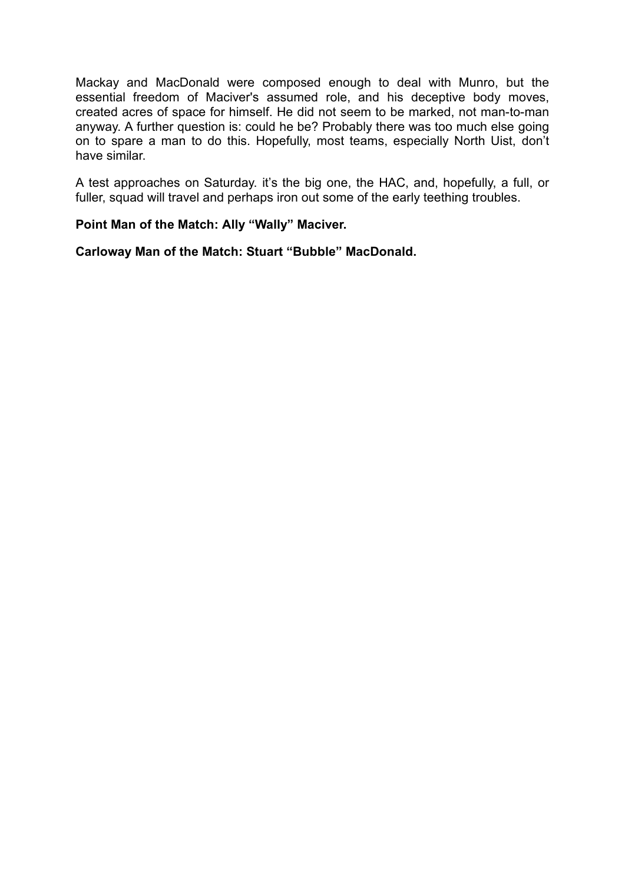Mackay and MacDonald were composed enough to deal with Munro, but the essential freedom of Maciver's assumed role, and his deceptive body moves, created acres of space for himself. He did not seem to be marked, not man-to-man anyway. A further question is: could he be? Probably there was too much else going on to spare a man to do this. Hopefully, most teams, especially North Uist, don't have similar.

A test approaches on Saturday. it's the big one, the HAC, and, hopefully, a full, or fuller, squad will travel and perhaps iron out some of the early teething troubles.

**Point Man of the Match: Ally "Wally" Maciver.**

**Carloway Man of the Match: Stuart "Bubble" MacDonald.**